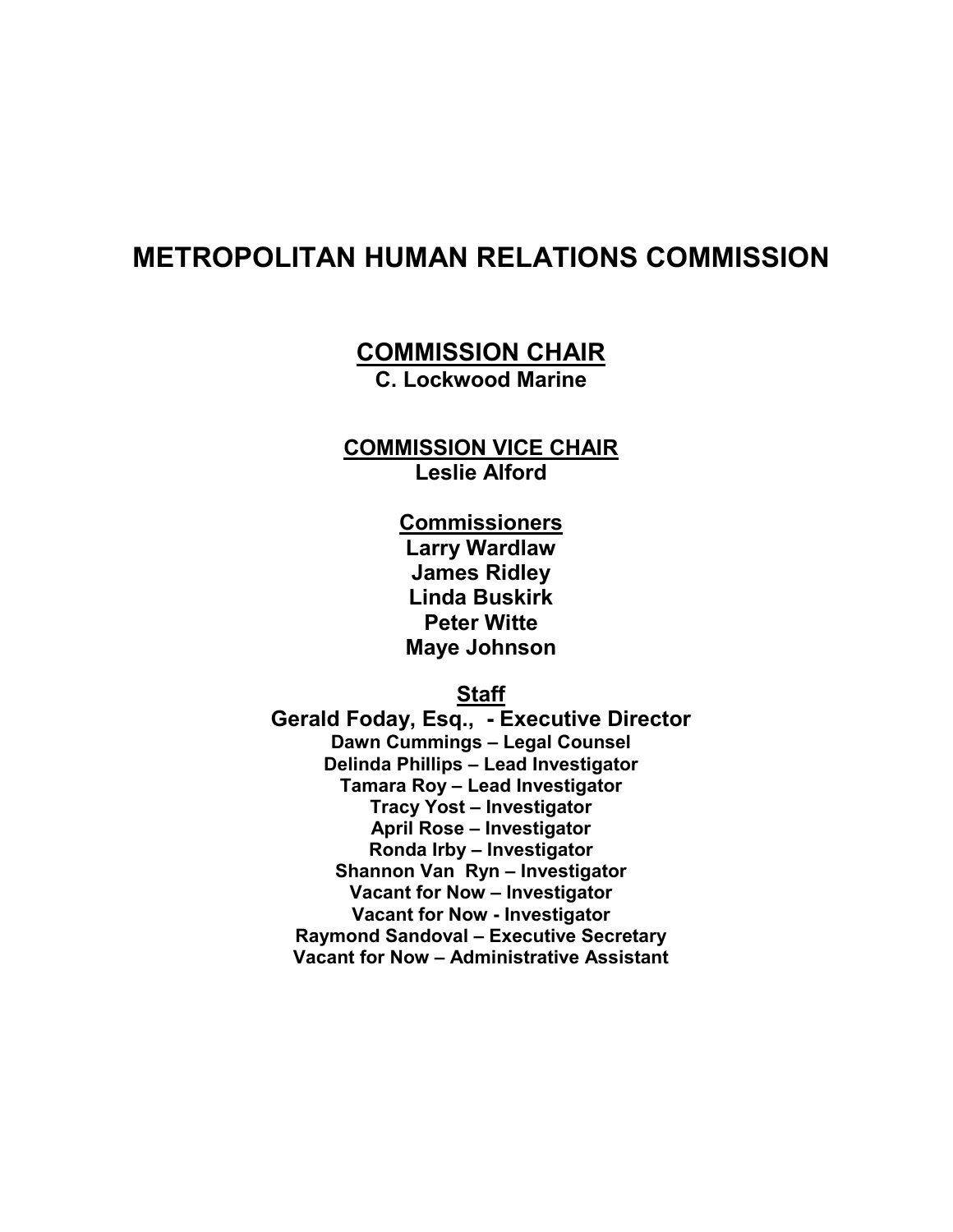# METROPOLITAN HUMAN RELATIONS COMMISSION

## COMMISSION CHAIR

**C. Lockwood Marine**

## COMMISSION VICE CHAIR

**Leslie Alford**

## Commissioners

**Larry Wardlaw**
**James Ridley**
**Linda Buskirk**
**Peter Witte**
**Maye Johnson**

## Staff

**Gerald Foday, Esq., - Executive Director**
**Dawn Cummings – Legal Counsel**
**Delinda Phillips – Lead Investigator**
**Tamara Roy – Lead Investigator**
**Tracy Yost – Investigator**
**April Rose – Investigator**
**Ronda Irby – Investigator**
**Shannon Van Ryn – Investigator**
**Vacant for Now – Investigator**
**Vacant for Now - Investigator**
**Raymond Sandoval – Executive Secretary**
**Vacant for Now – Administrative Assistant**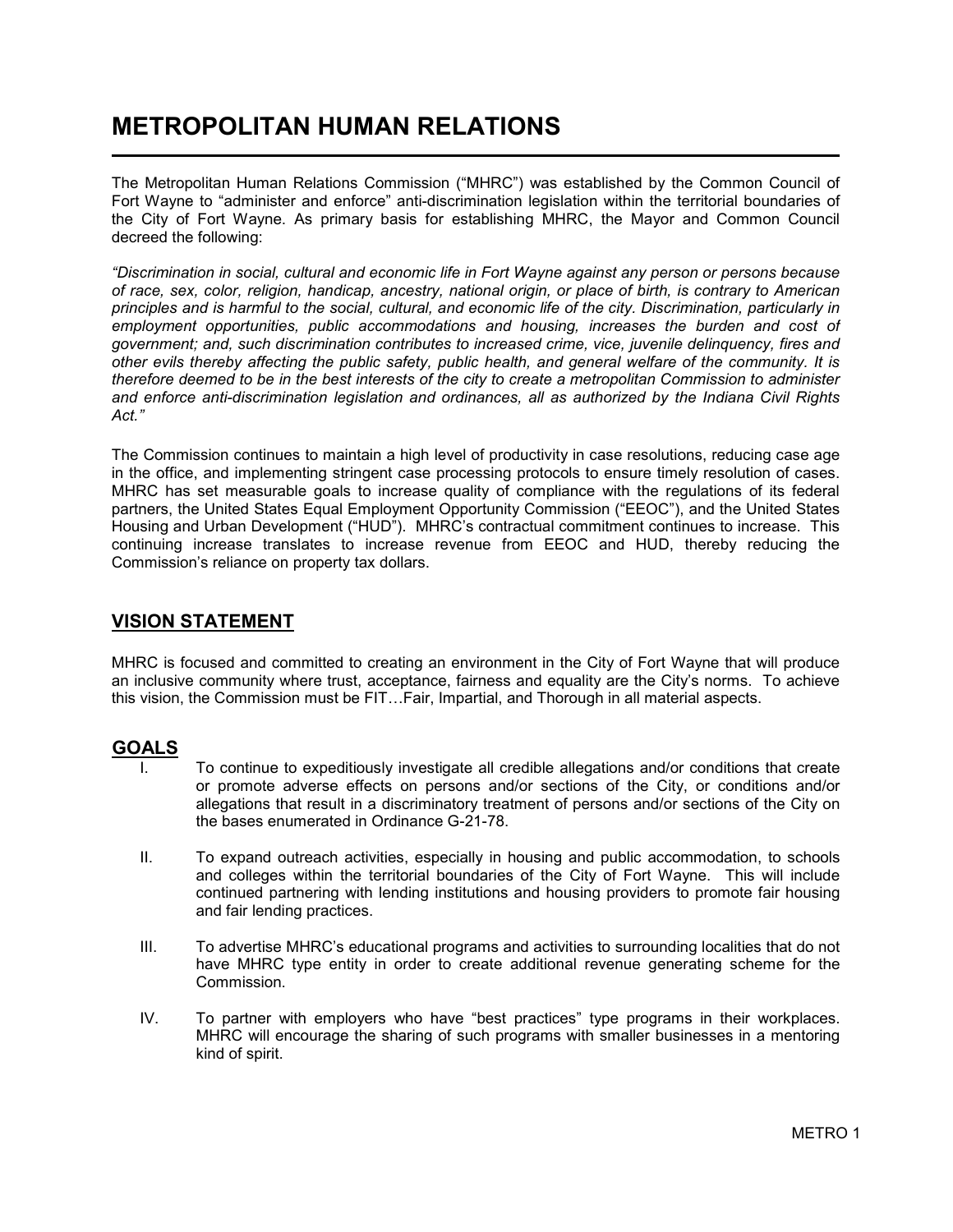# METROPOLITAN HUMAN RELATIONS

The Metropolitan Human Relations Commission ("MHRC") was established by the Common Council of Fort Wayne to "administer and enforce" anti-discrimination legislation within the territorial boundaries of the City of Fort Wayne. As primary basis for establishing MHRC, the Mayor and Common Council decreed the following:

*"Discrimination in social, cultural and economic life in Fort Wayne against any person or persons because of race, sex, color, religion, handicap, ancestry, national origin, or place of birth, is contrary to American principles and is harmful to the social, cultural, and economic life of the city. Discrimination, particularly in employment opportunities, public accommodations and housing, increases the burden and cost of government; and, such discrimination contributes to increased crime, vice, juvenile delinquency, fires and other evils thereby affecting the public safety, public health, and general welfare of the community. It is therefore deemed to be in the best interests of the city to create a metropolitan Commission to administer and enforce anti-discrimination legislation and ordinances, all as authorized by the Indiana Civil Rights Act."*

The Commission continues to maintain a high level of productivity in case resolutions, reducing case age in the office, and implementing stringent case processing protocols to ensure timely resolution of cases. MHRC has set measurable goals to increase quality of compliance with the regulations of its federal partners, the United States Equal Employment Opportunity Commission ("EEOC"), and the United States Housing and Urban Development ("HUD"). MHRC's contractual commitment continues to increase. This continuing increase translates to increase revenue from EEOC and HUD, thereby reducing the Commission's reliance on property tax dollars.

## VISION STATEMENT

MHRC is focused and committed to creating an environment in the City of Fort Wayne that will produce an inclusive community where trust, acceptance, fairness and equality are the City's norms. To achieve this vision, the Commission must be FIT…Fair, Impartial, and Thorough in all material aspects.

## GOALS

I. To continue to expeditiously investigate all credible allegations and/or conditions that create or promote adverse effects on persons and/or sections of the City, or conditions and/or allegations that result in a discriminatory treatment of persons and/or sections of the City on the bases enumerated in Ordinance G-21-78.

II. To expand outreach activities, especially in housing and public accommodation, to schools and colleges within the territorial boundaries of the City of Fort Wayne. This will include continued partnering with lending institutions and housing providers to promote fair housing and fair lending practices.

III. To advertise MHRC's educational programs and activities to surrounding localities that do not have MHRC type entity in order to create additional revenue generating scheme for the Commission.

IV. To partner with employers who have "best practices" type programs in their workplaces. MHRC will encourage the sharing of such programs with smaller businesses in a mentoring kind of spirit.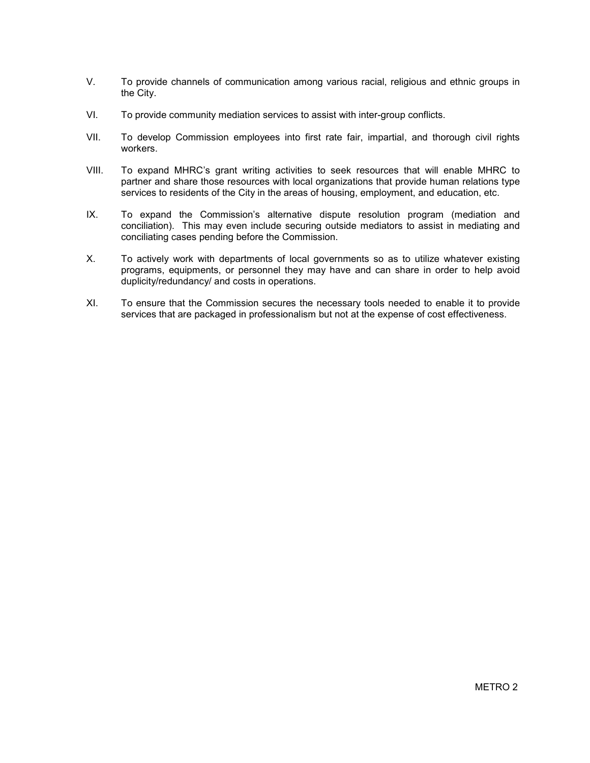V. To provide channels of communication among various racial, religious and ethnic groups in the City.

VI. To provide community mediation services to assist with inter-group conflicts.

VII. To develop Commission employees into first rate fair, impartial, and thorough civil rights workers.

VIII. To expand MHRC's grant writing activities to seek resources that will enable MHRC to partner and share those resources with local organizations that provide human relations type services to residents of the City in the areas of housing, employment, and education, etc.

IX. To expand the Commission's alternative dispute resolution program (mediation and conciliation). This may even include securing outside mediators to assist in mediating and conciliating cases pending before the Commission.

X. To actively work with departments of local governments so as to utilize whatever existing programs, equipments, or personnel they may have and can share in order to help avoid duplicity/redundancy/ and costs in operations.

XI. To ensure that the Commission secures the necessary tools needed to enable it to provide services that are packaged in professionalism but not at the expense of cost effectiveness.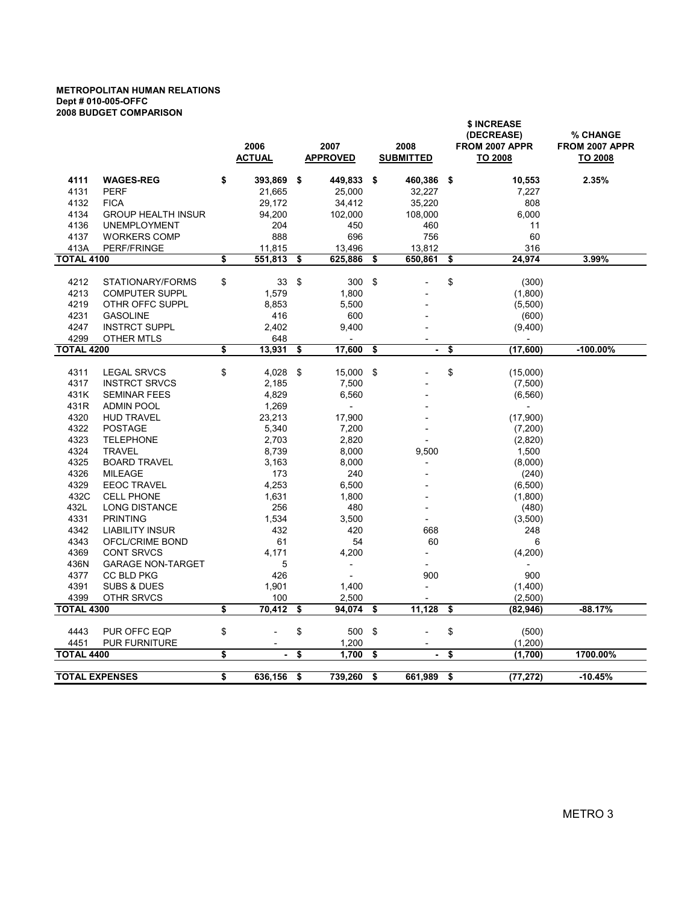**METROPOLITAN HUMAN RELATIONS**
**Dept # 010-005-OFFC**
**2008 BUDGET COMPARISON**

| | | 2006 ACTUAL | 2007 APPROVED | 2008 SUBMITTED | $ INCREASE (DECREASE) FROM 2007 APPR TO 2008 | % CHANGE FROM 2007 APPR TO 2008 |
|---|---|---|---|---|---|---|
| **4111** | **WAGES-REG** | **$ 393,869** | **$ 449,833** | **$ 460,386** | **$ 10,553** | **2.35%** |
| 4131 | PERF | 21,665 | 25,000 | 32,227 | 7,227 | |
| 4132 | FICA | 29,172 | 34,412 | 35,220 | 808 | |
| 4134 | GROUP HEALTH INSUR | 94,200 | 102,000 | 108,000 | 6,000 | |
| 4136 | UNEMPLOYMENT | 204 | 450 | 460 | 11 | |
| 4137 | WORKERS COMP | 888 | 696 | 756 | 60 | |
| 413A | PERF/FRINGE | 11,815 | 13,496 | 13,812 | 316 | |
| **TOTAL 4100** | | **$ 551,813** | **$ 625,886** | **$ 650,861** | **$ 24,974** | **3.99%** |
| 4212 | STATIONARY/FORMS | $ 33 | $ 300 | $ - | $ (300) | |
| 4213 | COMPUTER SUPPL | 1,579 | 1,800 | - | (1,800) | |
| 4219 | OTHR OFFC SUPPL | 8,853 | 5,500 | - | (5,500) | |
| 4231 | GASOLINE | 416 | 600 | - | (600) | |
| 4247 | INSTRCT SUPPL | 2,402 | 9,400 | - | (9,400) | |
| 4299 | OTHER MTLS | 648 | - | - | - | |
| **TOTAL 4200** | | **$ 13,931** | **$ 17,600** | **$ -** | **$ (17,600)** | **-100.00%** |
| 4311 | LEGAL SRVCS | $ 4,028 | $ 15,000 | $ - | $ (15,000) | |
| 4317 | INSTRCT SRVCS | 2,185 | 7,500 | - | (7,500) | |
| 431K | SEMINAR FEES | 4,829 | 6,560 | - | (6,560) | |
| 431R | ADMIN POOL | 1,269 | - | - | - | |
| 4320 | HUD TRAVEL | 23,213 | 17,900 | - | (17,900) | |
| 4322 | POSTAGE | 5,340 | 7,200 | - | (7,200) | |
| 4323 | TELEPHONE | 2,703 | 2,820 | - | (2,820) | |
| 4324 | TRAVEL | 8,739 | 8,000 | 9,500 | 1,500 | |
| 4325 | BOARD TRAVEL | 3,163 | 8,000 | - | (8,000) | |
| 4326 | MILEAGE | 173 | 240 | - | (240) | |
| 4329 | EEOC TRAVEL | 4,253 | 6,500 | - | (6,500) | |
| 432C | CELL PHONE | 1,631 | 1,800 | - | (1,800) | |
| 432L | LONG DISTANCE | 256 | 480 | - | (480) | |
| 4331 | PRINTING | 1,534 | 3,500 | - | (3,500) | |
| 4342 | LIABILITY INSUR | 432 | 420 | 668 | 248 | |
| 4343 | OFCL/CRIME BOND | 61 | 54 | 60 | 6 | |
| 4369 | CONT SRVCS | 4,171 | 4,200 | - | (4,200) | |
| 436N | GARAGE NON-TARGET | 5 | - | - | - | |
| 4377 | CC BLD PKG | 426 | - | 900 | 900 | |
| 4391 | SUBS & DUES | 1,901 | 1,400 | - | (1,400) | |
| 4399 | OTHR SRVCS | 100 | 2,500 | - | (2,500) | |
| **TOTAL 4300** | | **$ 70,412** | **$ 94,074** | **$ 11,128** | **$ (82,946)** | **-88.17%** |
| 4443 | PUR OFFC EQP | $ - | $ 500 | $ - | $ (500) | |
| 4451 | PUR FURNITURE | - | 1,200 | - | (1,200) | |
| **TOTAL 4400** | | **$ -** | **$ 1,700** | **$ -** | **$ (1,700)** | **1700.00%** |
| **TOTAL EXPENSES** | | **$ 636,156** | **$ 739,260** | **$ 661,989** | **$ (77,272)** | **-10.45%** |

METRO 3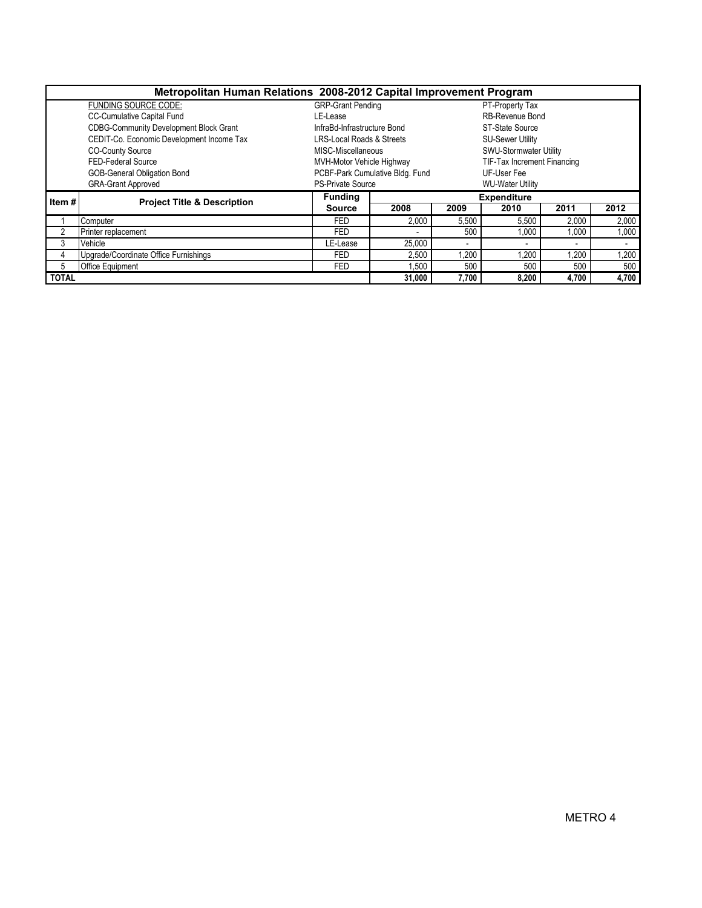## Metropolitan Human Relations 2008-2012 Capital Improvement Program

| FUNDING SOURCE CODE: | | |
|---|---|---|
| CC-Cumulative Capital Fund | GRP-Grant Pending | PT-Property Tax |
| CDBG-Community Development Block Grant | LE-Lease | RB-Revenue Bond |
| CEDIT-Co. Economic Development Income Tax | InfraBd-Infrastructure Bond | ST-State Source |
| CO-County Source | LRS-Local Roads & Streets | SU-Sewer Utility |
| FED-Federal Source | MISC-Miscellaneous | SWU-Stormwater Utility |
| GOB-General Obligation Bond | MVH-Motor Vehicle Highway | TIF-Tax Increment Financing |
| GRA-Grant Approved | PCBF-Park Cumulative Bldg. Fund | UF-User Fee |
| | PS-Private Source | WU-Water Utility |

| Item # | Project Title & Description | Funding Source | Expenditure | | | | |
|---|---|---|---|---|---|---|---|
| | | | 2008 | 2009 | 2010 | 2011 | 2012 |
| 1 | Computer | FED | 2,000 | 5,500 | 5,500 | 2,000 | 2,000 |
| 2 | Printer replacement | FED | - | 500 | 1,000 | 1,000 | 1,000 |
| 3 | Vehicle | LE-Lease | 25,000 | - | - | - | - |
| 4 | Upgrade/Coordinate Office Furnishings | FED | 2,500 | 1,200 | 1,200 | 1,200 | 1,200 |
| 5 | Office Equipment | FED | 1,500 | 500 | 500 | 500 | 500 |
| **TOTAL** | | | **31,000** | **7,700** | **8,200** | **4,700** | **4,700** |

METRO 4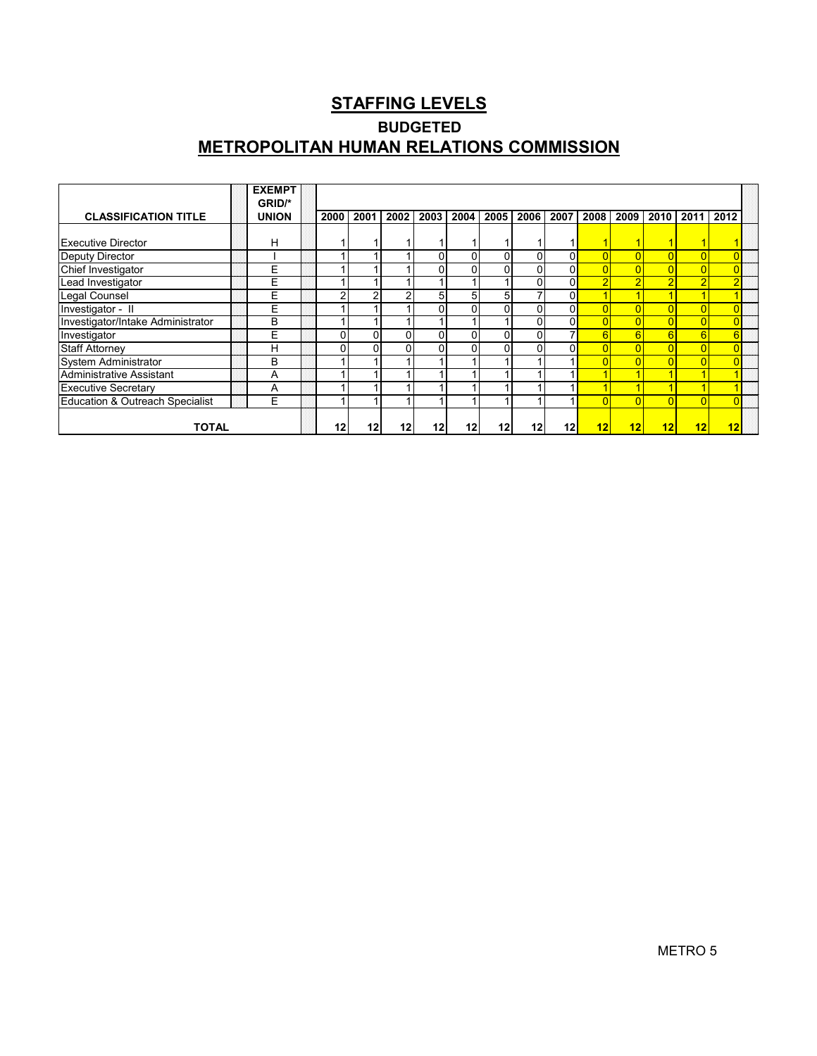## STAFFING LEVELS

### BUDGETED

## METROPOLITAN HUMAN RELATIONS COMMISSION

| CLASSIFICATION TITLE | EXEMPT GRID/* UNION | 2000 | 2001 | 2002 | 2003 | 2004 | 2005 | 2006 | 2007 | 2008 | 2009 | 2010 | 2011 | 2012 |
|---|---|---|---|---|---|---|---|---|---|---|---|---|---|---|
| Executive Director | H | 1 | 1 | 1 | 1 | 1 | 1 | 1 | 1 | 1 | 1 | 1 | 1 | 1 |
| Deputy Director | I | 1 | 1 | 1 | 0 | 0 | 0 | 0 | 0 | 0 | 0 | 0 | 0 | 0 |
| Chief Investigator | E | 1 | 1 | 1 | 0 | 0 | 0 | 0 | 0 | 0 | 0 | 0 | 0 | 0 |
| Lead Investigator | E | 1 | 1 | 1 | 1 | 1 | 1 | 0 | 0 | 2 | 2 | 2 | 2 | 2 |
| Legal Counsel | E | 2 | 2 | 2 | 5 | 5 | 5 | 7 | 0 | 1 | 1 | 1 | 1 | 1 |
| Investigator - II | E | 1 | 1 | 1 | 0 | 0 | 0 | 0 | 0 | 0 | 0 | 0 | 0 | 0 |
| Investigator/Intake Administrator | B | 1 | 1 | 1 | 1 | 1 | 1 | 0 | 0 | 0 | 0 | 0 | 0 | 0 |
| Investigator | E | 0 | 0 | 0 | 0 | 0 | 0 | 0 | 7 | 6 | 6 | 6 | 6 | 6 |
| Staff Attorney | H | 0 | 0 | 0 | 0 | 0 | 0 | 0 | 0 | 0 | 0 | 0 | 0 | 0 |
| System Administrator | B | 1 | 1 | 1 | 1 | 1 | 1 | 1 | 1 | 0 | 0 | 0 | 0 | 0 |
| Administrative Assistant | A | 1 | 1 | 1 | 1 | 1 | 1 | 1 | 1 | 1 | 1 | 1 | 1 | 1 |
| Executive Secretary | A | 1 | 1 | 1 | 1 | 1 | 1 | 1 | 1 | 1 | 1 | 1 | 1 | 1 |
| Education & Outreach Specialist | E | 1 | 1 | 1 | 1 | 1 | 1 | 1 | 1 | 0 | 0 | 0 | 0 | 0 |
| **TOTAL** | | **12** | **12** | **12** | **12** | **12** | **12** | **12** | **12** | **12** | **12** | **12** | **12** | **12** |

METRO 5